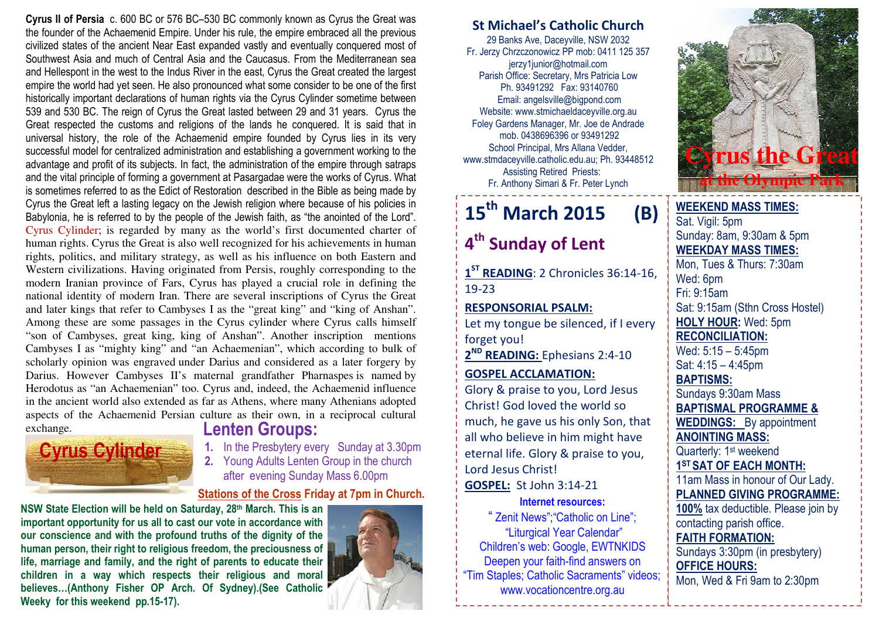**Cyrus II of Persia** c. 600 BC or 576 BC–530 BC commonly known as Cyrus the Great was the founder of the Achaemenid Empire. Under his rule, the empire embraced all the previous civilized states of the ancient Near East expanded vastly and eventually conquered most of Southwest Asia and much of Central Asia and the Caucasus. From the Mediterranean sea and Hellespont in the west to the Indus River in the east, Cyrus the Great created the largest empire the world had yet seen. He also pronounced what some consider to be one of the first historically important declarations of human rights via the Cyrus Cylinder sometime between 539 and 530 BC. The reign of Cyrus the Great lasted between 29 and 31 years. Cyrus the Great respected the customs and religions of the lands he conquered. It is said that in universal history, the role of the Achaemenid empire founded by Cyrus lies in its very successful model for centralized administration and establishing a government working to the advantage and profit of its subjects. In fact, the administration of the empire through satraps and the vital principle of forming a government at Pasargadae were the works of Cyrus. What is sometimes referred to as the Edict of Restoration described in the Bible as being made by Cyrus the Great left a lasting legacy on the Jewish religion where because of his policies in Babylonia, he is referred to by the people of the Jewish faith, as "the anointed of the Lord". Cyrus Cylinder; is regarded by many as the world's first documented charter of human rights. Cyrus the Great is also well recognized for his achievements in human rights, politics, and military strategy, as well as his influence on both Eastern and Western civilizations. Having originated from Persis, roughly corresponding to the modern Iranian province of Fars, Cyrus has played a crucial role in defining the national identity of modern Iran. There are several inscriptions of Cyrus the Great and later kings that refer to Cambyses I as the "great king" and "king of Anshan". Among these are some passages in the Cyrus cylinder where Cyrus calls himself "son of Cambyses, great king, king of Anshan". Another inscription mentions Cambyses I as "mighty king" and "an Achaemenian", which according to bulk of scholarly opinion was engraved under Darius and considered as a later forgery by Darius. However Cambyses II's maternal grandfather Pharnaspes is named by Herodotus as "an Achaemenian" too. Cyrus and, indeed, the Achaemenid influence in the ancient world also extended as far as Athens, where many Athenians adopted aspects of the Achaemenid Persian culture as their own, in a reciprocal cultural exchange.

Cyrus Cylinder

## Lenten Groups:

1. In the Presbytery every Sunday at 3.30pm
2. Young Adults Lenten Group in the church after evening Sunday Mass 6.00pm

**Stations of the Cross Friday at 7pm in Church.**

**NSW State Election will be held on Saturday, 28th March. This is an important opportunity for us all to cast our vote in accordance with our conscience and with the profound truths of the dignity of the human person, their right to religious freedom, the preciousness of life, marriage and family, and the right of parents to educate their children in a way which respects their religious and moral believes…(Anthony Fisher OP Arch. Of Sydney).(See Catholic Weeky for this weekend pp.15-17).**

## St Michael's Catholic Church

29 Banks Ave, Daceyville, NSW 2032
Fr. Jerzy Chrzczonowicz PP mob: 0411 125 357
jerzy1junior@hotmail.com
Parish Office: Secretary, Mrs Patricia Low
Ph. 93491292 Fax: 93140760
Email: angelsville@bigpond.com
Website: www.stmichaeldaceyville.org.au
Foley Gardens Manager, Mr. Joe de Andrade
mob. 0438696396 or 93491292
School Principal, Mrs Allana Vedder,
www.stmdaceyville.catholic.edu.au; Ph. 93448512
Assisting Retired Priests:
Fr. Anthony Simari & Fr. Peter Lynch

Cyrus the Great at the Olympic Park

# 15th March 2015 (B)

## 4th Sunday of Lent

**1ST READING**: 2 Chronicles 36:14-16, 19-23

**RESPONSORIAL PSALM:**
Let my tongue be silenced, if I every forget you!

**2ND READING:** Ephesians 2:4-10

**GOSPEL ACCLAMATION:**
Glory & praise to you, Lord Jesus Christ! God loved the world so much, he gave us his only Son, that all who believe in him might have eternal life. Glory & praise to you, Lord Jesus Christ!

**GOSPEL:** St John 3:14-21

**Internet resources:**
" Zenit News";"Catholic on Line";
"Liturgical Year Calendar"
Children's web: Google, EWTNKIDS
Deepen your faith-find answers on
"Tim Staples; Catholic Sacraments" videos;
www.vocationcentre.org.au

**WEEKEND MASS TIMES:**
Sat. Vigil: 5pm
Sunday: 8am, 9:30am & 5pm

**WEEKDAY MASS TIMES:**
Mon, Tues & Thurs: 7:30am
Wed: 6pm
Fri: 9:15am
Sat: 9:15am (Sthn Cross Hostel)

**HOLY HOUR:** Wed: 5pm

**RECONCILIATION:**
Wed: 5:15 – 5:45pm
Sat: 4:15 – 4:45pm

**BAPTISMS:**
Sundays 9:30am Mass

**BAPTISMAL PROGRAMME & WEDDINGS:** By appointment

**ANOINTING MASS:**
Quarterly: 1st weekend

**1ST SAT OF EACH MONTH:**
11am Mass in honour of Our Lady.

**PLANNED GIVING PROGRAMME:**
**100%** tax deductible. Please join by contacting parish office.

**FAITH FORMATION:**
Sundays 3:30pm (in presbytery)

**OFFICE HOURS:**
Mon, Wed & Fri 9am to 2:30pm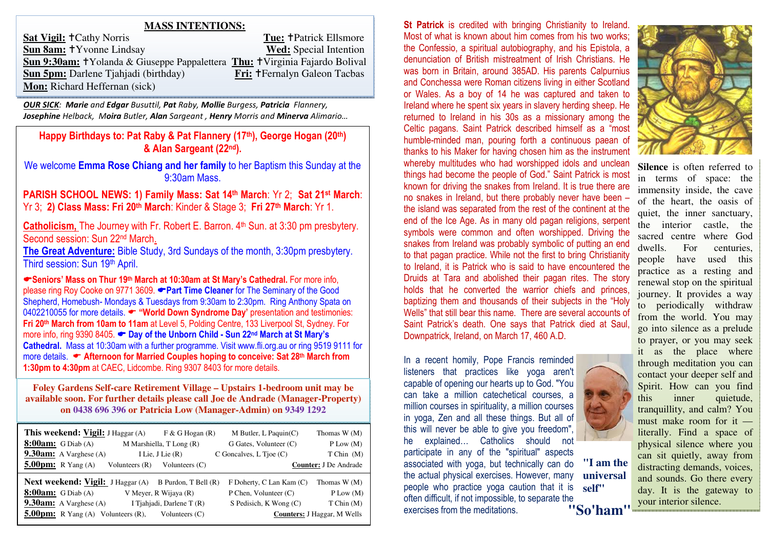## MASS INTENTIONS:

**Sat Vigil:** †Cathy Norris
**Sun 8am:** †Yvonne Lindsay
**Sun 9:30am:** †Yolanda & Giuseppe Pappalettera
**Sun 5pm:** Darlene Tjahjadi (birthday)
**Mon:** Richard Heffernan (sick)
**Tue:** †Patrick Ellsmore
**Wed:** Special Intention
**Thu:** †Virginia Fajardo Bolival
**Fri:** †Fernalyn Galeon Tacbas

***OUR SICK****: **Marie** and **Edgar** Busuttil, **Pat** Raby, **Mollie** Burgess, **Patricia** Flannery, **Josephine** Helback, **Moira** Butler, **Alan** Sargeant , **Henry** Morris and **Minerva** Alimario…*

**Happy Birthdays to: Pat Raby & Pat Flannery (17th), George Hogan (20th) & Alan Sargeant (22nd).**

We welcome **Emma Rose Chiang and her family** to her Baptism this Sunday at the 9:30am Mass.

**PARISH SCHOOL NEWS: 1) Family Mass: Sat 14th March**: Yr 2; **Sat 21st March**: Yr 3; **2) Class Mass: Fri 20th March**: Kinder & Stage 3; **Fri 27th March**: Yr 1.

**Catholicism,** The Journey with Fr. Robert E. Barron. 4th Sun. at 3:30 pm presbytery. Second session: Sun 22nd March.

**The Great Adventure:** Bible Study, 3rd Sundays of the month, 3:30pm presbytery. Third session: Sun 19th April.

☛**Seniors' Mass on Thur 19th March at 10:30am at St Mary's Cathedral.** For more info, please ring Roy Cooke on 9771 3609. ☛**Part Time Cleaner** for The Seminary of the Good Shepherd, Homebush- Mondays & Tuesdays from 9:30am to 2:30pm. Ring Anthony Spata on 0402210055 for more details. ☛ **"World Down Syndrome Day'** presentation and testimonies: **Fri 20th March from 10am to 11am** at Level 5, Polding Centre, 133 Liverpool St, Sydney. For more info, ring 9390 8405. ☛ **Day of the Unborn Child - Sun 22nd March at St Mary's Cathedral.** Mass at 10:30am with a further programme. Visit www.fli.org.au or ring 9519 9111 for more details. ☛ **Afternoon for Married Couples hoping to conceive: Sat 28th March from 1:30pm to 4:30pm** at CAEC, Lidcombe. Ring 9307 8403 for more details.

**Foley Gardens Self-care Retirement Village – Upstairs 1-bedroom unit may be available soon. For further details please call Joe de Andrade (Manager-Property) on 0438 696 396 or Patricia Low (Manager-Admin) on 9349 1292**

| | | | | |
|---|---|---|---|---|
| **This weekend: Vigil:** J Haggar (A) | F & G Hogan (R) | M Butler, L Paquin(C) | Thomas W (M) | |
| **8:00am:** G Diab (A) | M Marshiella, T Long (R) | G Gates, Volunteer (C) | P Low (M) | |
| **9.30am:** A Varghese (A) | I Lie, J Lie (R) | C Goncalves, L Tjoe (C) | T Chin (M) | |
| **5.00pm:** R Yang (A) | Volunteers (R) | Volunteers (C) | | **Counter:** J De Andrade |
| **Next weekend: Vigil:** J Haggar (A) | B Purdon, T Bell (R) | F Doherty, C Lan Kam (C) | Thomas W (M) | |
| **8:00am:** G Diab (A) | V Meyer, R Wijaya (R) | P Chen, Volunteer (C) | P Low (M) | |
| **9.30am:** A Varghese (A) | I Tjahjadi, Darlene T (R) | S Pedisich, K Wong (C) | T Chin (M) | |
| **5.00pm:** R Yang (A) | Volunteers (R), | Volunteers (C) | | **Counters:** J Haggar, M Wells |

**St Patrick** is credited with bringing Christianity to Ireland. Most of what is known about him comes from his two works; the Confessio, a spiritual autobiography, and his Epistola, a denunciation of British mistreatment of Irish Christians. He was born in Britain, around 385AD. His parents Calpurnius and Conchessa were Roman citizens living in either Scotland or Wales. As a boy of 14 he was captured and taken to Ireland where he spent six years in slavery herding sheep. He returned to Ireland in his 30s as a missionary among the Celtic pagans. Saint Patrick described himself as a "most humble-minded man, pouring forth a continuous paean of thanks to his Maker for having chosen him as the instrument whereby multitudes who had worshipped idols and unclean things had become the people of God." Saint Patrick is most known for driving the snakes from Ireland. It is true there are no snakes in Ireland, but there probably never have been – the island was separated from the rest of the continent at the end of the Ice Age. As in many old pagan religions, serpent symbols were common and often worshipped. Driving the snakes from Ireland was probably symbolic of putting an end to that pagan practice. While not the first to bring Christianity to Ireland, it is Patrick who is said to have encountered the Druids at Tara and abolished their pagan rites. The story holds that he converted the warrior chiefs and princes, baptizing them and thousands of their subjects in the "Holy Wells" that still bear this name. There are several accounts of Saint Patrick's death. One says that Patrick died at Saul, Downpatrick, Ireland, on March 17, 460 A.D.

In a recent homily, Pope Francis reminded listeners that practices like yoga aren't capable of opening our hearts up to God. "You can take a million catechetical courses, a million courses in spirituality, a million courses in yoga, Zen and all these things. But all of this will never be able to give you freedom", he explained… Catholics should not participate in any of the "spiritual" aspects associated with yoga, but technically can do the actual physical exercises. However, many people who practice yoga caution that it is often difficult, if not impossible, to separate the exercises from the meditations.

**"I am the universal self"**

**"So'ham"**

**Silence** is often referred to in terms of space: the immensity inside, the cave of the heart, the oasis of quiet, the inner sanctuary, the interior castle, the sacred centre where God dwells. For centuries, people have used this practice as a resting and renewal stop on the spiritual journey. It provides a way to periodically withdraw from the world. You may go into silence as a prelude to prayer, or you may seek it as the place where through meditation you can contact your deeper self and Spirit. How can you find this inner quietude, tranquillity, and calm? You must make room for it — literally. Find a space of physical silence where you can sit quietly, away from distracting demands, voices, and sounds. Go there every day. It is the gateway to your interior silence.